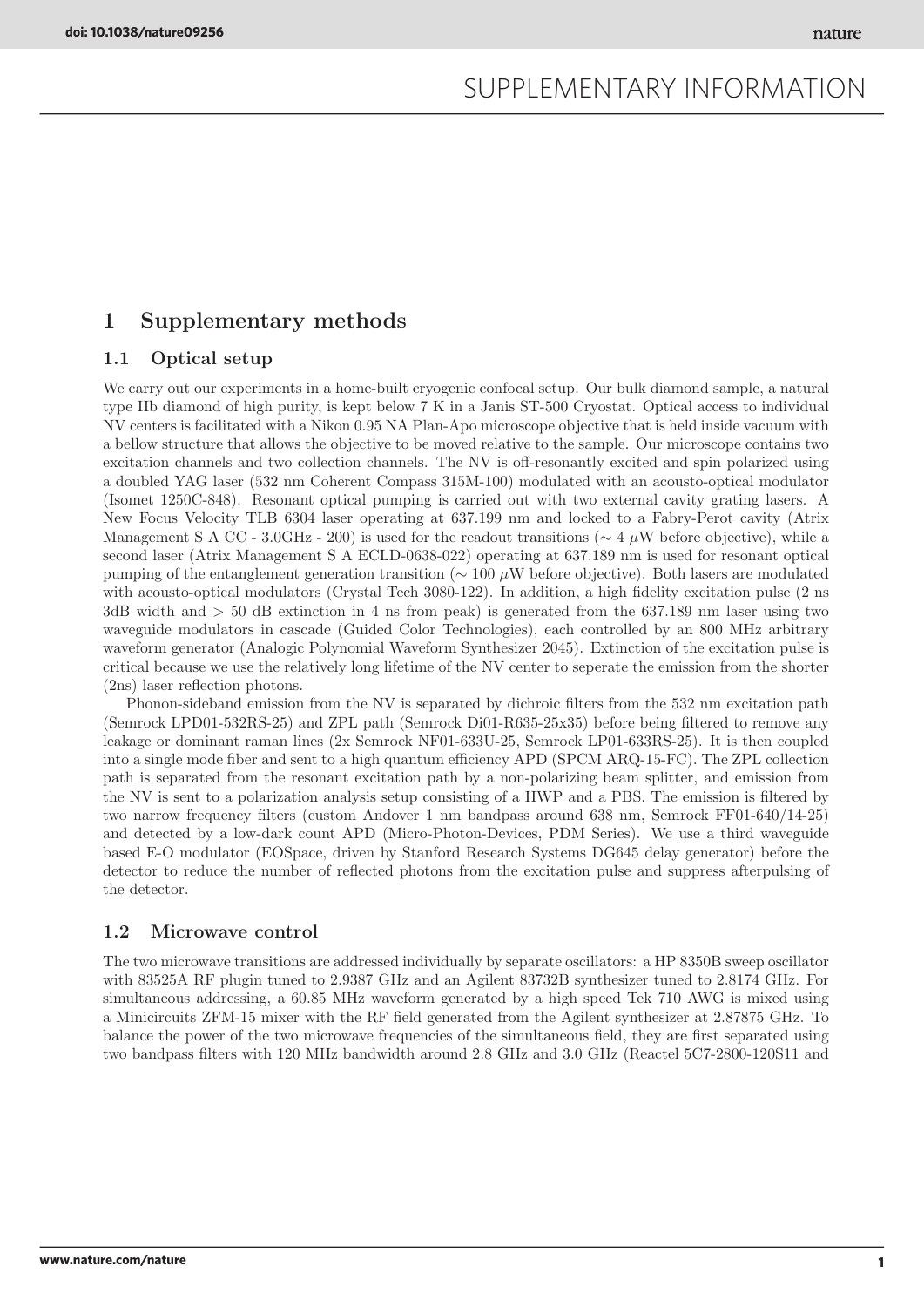# 1 Supplementary methods

## 1.1 Optical setup

We carry out our experiments in a home-built cryogenic confocal setup. Our bulk diamond sample, a natural type IIb diamond of high purity, is kept below 7 K in a Janis ST-500 Cryostat. Optical access to individual NV centers is facilitated with a Nikon 0.95 NA Plan-Apo microscope objective that is held inside vacuum with a bellow structure that allows the objective to be moved relative to the sample. Our microscope contains two excitation channels and two collection channels. The NV is off-resonantly excited and spin polarized using a doubled YAG laser (532 nm Coherent Compass 315M-100) modulated with an acousto-optical modulator (Isomet 1250C-848). Resonant optical pumping is carried out with two external cavity grating lasers. A New Focus Velocity TLB 6304 laser operating at 637.199 nm and locked to a Fabry-Perot cavity (Atrix Management S A CC - 3.0GHz - 200) is used for the readout transitions ($\sim 4$ $\mu$W before objective), while a second laser (Atrix Management S A ECLD-0638-022) operating at 637.189 nm is used for resonant optical pumping of the entanglement generation transition ($\sim 100$ $\mu$W before objective). Both lasers are modulated with acousto-optical modulators (Crystal Tech 3080-122). In addition, a high fidelity excitation pulse (2 ns 3dB width and $> 50$ dB extinction in 4 ns from peak) is generated from the 637.189 nm laser using two waveguide modulators in cascade (Guided Color Technologies), each controlled by an 800 MHz arbitrary waveform generator (Analogic Polynomial Waveform Synthesizer 2045). Extinction of the excitation pulse is critical because we use the relatively long lifetime of the NV center to seperate the emission from the shorter (2ns) laser reflection photons.

Phonon-sideband emission from the NV is separated by dichroic filters from the 532 nm excitation path (Semrock LPD01-532RS-25) and ZPL path (Semrock Di01-R635-25x35) before being filtered to remove any leakage or dominant raman lines (2x Semrock NF01-633U-25, Semrock LP01-633RS-25). It is then coupled into a single mode fiber and sent to a high quantum efficiency APD (SPCM ARQ-15-FC). The ZPL collection path is separated from the resonant excitation path by a non-polarizing beam splitter, and emission from the NV is sent to a polarization analysis setup consisting of a HWP and a PBS. The emission is filtered by two narrow frequency filters (custom Andover 1 nm bandpass around 638 nm, Semrock FF01-640/14-25) and detected by a low-dark count APD (Micro-Photon-Devices, PDM Series). We use a third waveguide based E-O modulator (EOSpace, driven by Stanford Research Systems DG645 delay generator) before the detector to reduce the number of reflected photons from the excitation pulse and suppress afterpulsing of the detector.

## 1.2 Microwave control

The two microwave transitions are addressed individually by separate oscillators: a HP 8350B sweep oscillator with 83525A RF plugin tuned to 2.9387 GHz and an Agilent 83732B synthesizer tuned to 2.8174 GHz. For simultaneous addressing, a 60.85 MHz waveform generated by a high speed Tek 710 AWG is mixed using a Minicircuits ZFM-15 mixer with the RF field generated from the Agilent synthesizer at 2.87875 GHz. To balance the power of the two microwave frequencies of the simultaneous field, they are first separated using two bandpass filters with 120 MHz bandwidth around 2.8 GHz and 3.0 GHz (Reactel 5C7-2800-120S11 and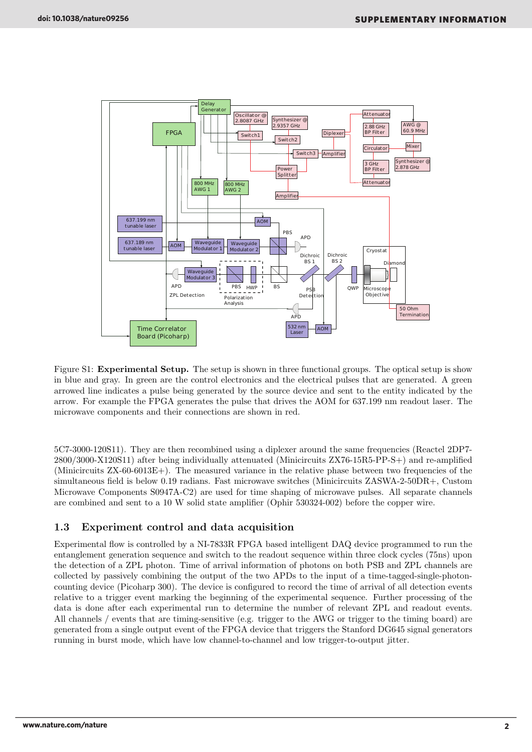Figure S1: **Experimental Setup.** The setup is shown in three functional groups. The optical setup is show in blue and gray. In green are the control electronics and the electrical pulses that are generated. A green arrowed line indicates a pulse being generated by the source device and sent to the entity indicated by the arrow. For example the FPGA generates the pulse that drives the AOM for 637.199 nm readout laser. The microwave components and their connections are shown in red.

5C7-3000-120S11). They are then recombined using a diplexer around the same frequencies (Reactel 2DP7-2800/3000-X120S11) after being individually attenuated (Minicircuits ZX76-15R5-PP-S+) and re-amplified (Minicircuits ZX-60-6013E+). The measured variance in the relative phase between two frequencies of the simultaneous field is below 0.19 radians. Fast microwave switches (Minicircuits ZASWA-2-50DR+, Custom Microwave Components S0947A-C2) are used for time shaping of microwave pulses. All separate channels are combined and sent to a 10 W solid state amplifier (Ophir 530324-002) before the copper wire.

## 1.3 Experiment control and data acquisition

Experimental flow is controlled by a NI-7833R FPGA based intelligent DAQ device programmed to run the entanglement generation sequence and switch to the readout sequence within three clock cycles (75ns) upon the detection of a ZPL photon. Time of arrival information of photons on both PSB and ZPL channels are collected by passively combining the output of the two APDs to the input of a time-tagged-single-photon-counting device (Picoharp 300). The device is configured to record the time of arrival of all detection events relative to a trigger event marking the beginning of the experimental sequence. Further processing of the data is done after each experimental run to determine the number of relevant ZPL and readout events. All channels / events that are timing-sensitive (e.g. trigger to the AWG or trigger to the timing board) are generated from a single output event of the FPGA device that triggers the Stanford DG645 signal generators running in burst mode, which have low channel-to-channel and low trigger-to-output jitter.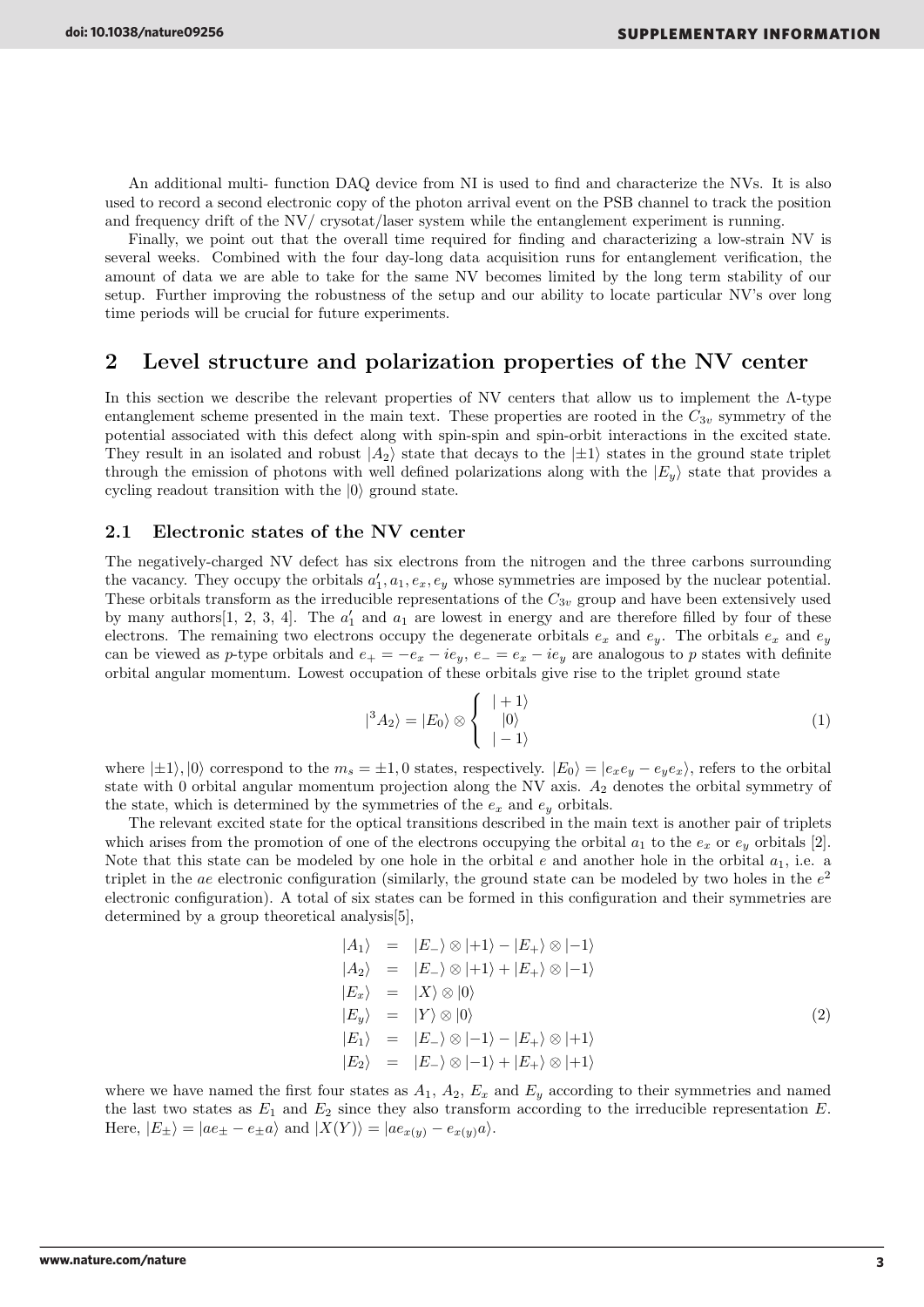An additional multi- function DAQ device from NI is used to find and characterize the NVs. It is also used to record a second electronic copy of the photon arrival event on the PSB channel to track the position and frequency drift of the NV/ crysotat/laser system while the entanglement experiment is running.

Finally, we point out that the overall time required for finding and characterizing a low-strain NV is several weeks. Combined with the four day-long data acquisition runs for entanglement verification, the amount of data we are able to take for the same NV becomes limited by the long term stability of our setup. Further improving the robustness of the setup and our ability to locate particular NV's over long time periods will be crucial for future experiments.

## 2 Level structure and polarization properties of the NV center

In this section we describe the relevant properties of NV centers that allow us to implement the $\Lambda$-type entanglement scheme presented in the main text. These properties are rooted in the $C_{3v}$ symmetry of the potential associated with this defect along with spin-spin and spin-orbit interactions in the excited state. They result in an isolated and robust $|A_2\rangle$ state that decays to the $|\pm1\rangle$ states in the ground state triplet through the emission of photons with well defined polarizations along with the $|E_y\rangle$ state that provides a cycling readout transition with the $|0\rangle$ ground state.

### 2.1 Electronic states of the NV center

The negatively-charged NV defect has six electrons from the nitrogen and the three carbons surrounding the vacancy. They occupy the orbitals $a_1', a_1, e_x, e_y$ whose symmetries are imposed by the nuclear potential. These orbitals transform as the irreducible representations of the $C_{3v}$ group and have been extensively used by many authors[1, 2, 3, 4]. The $a_1'$ and $a_1$ are lowest in energy and are therefore filled by four of these electrons. The remaining two electrons occupy the degenerate orbitals $e_x$ and $e_y$. The orbitals $e_x$ and $e_y$ can be viewed as $p$-type orbitals and $e_+ = -e_x - ie_y$, $e_- = e_x - ie_y$ are analogous to $p$ states with definite orbital angular momentum. Lowest occupation of these orbitals give rise to the triplet ground state

$$
|^3A_2\rangle = |E_0\rangle \otimes \begin{cases} |+1\rangle \\ |0\rangle \\ |-1\rangle \end{cases} \tag{1}
$$

where $|\pm1\rangle, |0\rangle$ correspond to the $m_s = \pm1, 0$ states, respectively. $|E_0\rangle = |e_x e_y - e_y e_x\rangle$, refers to the orbital state with 0 orbital angular momentum projection along the NV axis. $A_2$ denotes the orbital symmetry of the state, which is determined by the symmetries of the $e_x$ and $e_y$ orbitals.

The relevant excited state for the optical transitions described in the main text is another pair of triplets which arises from the promotion of one of the electrons occupying the orbital $a_1$ to the $e_x$ or $e_y$ orbitals [2]. Note that this state can be modeled by one hole in the orbital $e$ and another hole in the orbital $a_1$, i.e. a triplet in the $ae$ electronic configuration (similarly, the ground state can be modeled by two holes in the $e^2$ electronic configuration). A total of six states can be formed in this configuration and their symmetries are determined by a group theoretical analysis[5],

$$
\begin{aligned}
|A_1\rangle &= |E_-\rangle \otimes |+1\rangle - |E_+\rangle \otimes |-1\rangle \\
|A_2\rangle &= |E_-\rangle \otimes |+1\rangle + |E_+\rangle \otimes |-1\rangle \\
|E_x\rangle &= |X\rangle \otimes |0\rangle \\
|E_y\rangle &= |Y\rangle \otimes |0\rangle \\
|E_1\rangle &= |E_-\rangle \otimes |-1\rangle - |E_+\rangle \otimes |+1\rangle \\
|E_2\rangle &= |E_-\rangle \otimes |-1\rangle + |E_+\rangle \otimes |+1\rangle
\end{aligned} \tag{2}
$$

where we have named the first four states as $A_1$, $A_2$, $E_x$ and $E_y$ according to their symmetries and named the last two states as $E_1$ and $E_2$ since they also transform according to the irreducible representation $E$. Here, $|E_\pm\rangle = |ae_\pm - e_\pm a\rangle$ and $|X(Y)\rangle = |ae_{x(y)} - e_{x(y)}a\rangle$.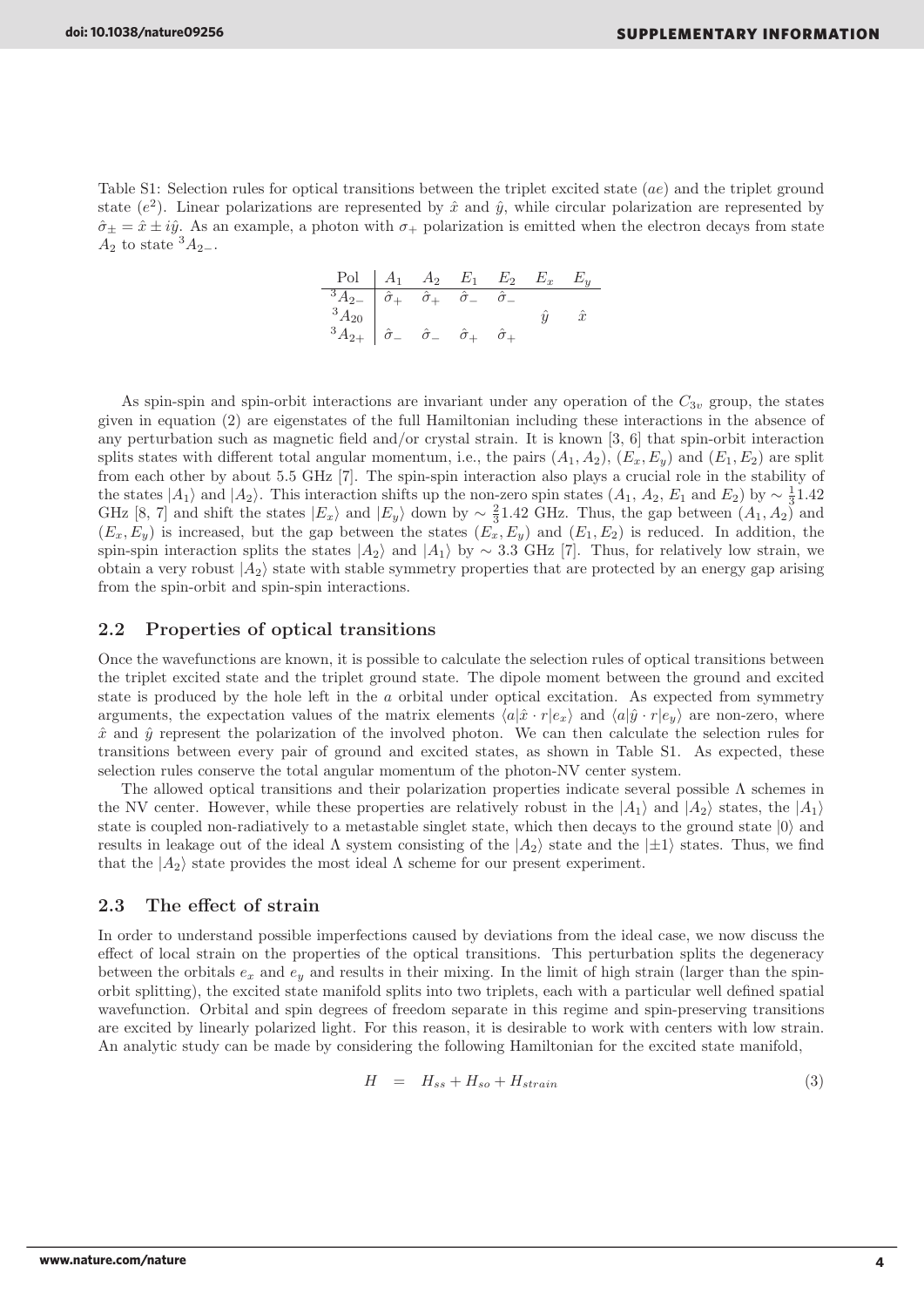Table S1: Selection rules for optical transitions between the triplet excited state ($ae$) and the triplet ground state ($e^2$). Linear polarizations are represented by $\hat{x}$ and $\hat{y}$, while circular polarization are represented by $\hat{\sigma}_{\pm} = \hat{x} \pm i\hat{y}$. As an example, a photon with $\sigma_+$ polarization is emitted when the electron decays from state $A_2$ to state ${}^3A_{2-}$.

| Pol | $A_1$ | $A_2$ | $E_1$ | $E_2$ | $E_x$ | $E_y$ |
|---|---|---|---|---|---|---|
| ${}^3A_{2-}$ | $\hat{\sigma}_+$ | $\hat{\sigma}_+$ | $\hat{\sigma}_-$ | $\hat{\sigma}_-$ | | |
| ${}^3A_{20}$ | | | | | $\hat{y}$ | $\hat{x}$ |
| ${}^3A_{2+}$ | $\hat{\sigma}_-$ | $\hat{\sigma}_-$ | $\hat{\sigma}_+$ | $\hat{\sigma}_+$ | | |

As spin-spin and spin-orbit interactions are invariant under any operation of the $C_{3v}$ group, the states given in equation (2) are eigenstates of the full Hamiltonian including these interactions in the absence of any perturbation such as magnetic field and/or crystal strain. It is known [3, 6] that spin-orbit interaction splits states with different total angular momentum, i.e., the pairs $(A_1, A_2)$, $(E_x, E_y)$ and $(E_1, E_2)$ are split from each other by about 5.5 GHz [7]. The spin-spin interaction also plays a crucial role in the stability of the states $|A_1\rangle$ and $|A_2\rangle$. This interaction shifts up the non-zero spin states ($A_1$, $A_2$, $E_1$ and $E_2$) by $\sim \frac{1}{3}1.42$ GHz [8, 7] and shift the states $|E_x\rangle$ and $|E_y\rangle$ down by $\sim \frac{2}{3}1.42$ GHz. Thus, the gap between $(A_1, A_2)$ and $(E_x, E_y)$ is increased, but the gap between the states $(E_x, E_y)$ and $(E_1, E_2)$ is reduced. In addition, the spin-spin interaction splits the states $|A_2\rangle$ and $|A_1\rangle$ by $\sim 3.3$ GHz [7]. Thus, for relatively low strain, we obtain a very robust $|A_2\rangle$ state with stable symmetry properties that are protected by an energy gap arising from the spin-orbit and spin-spin interactions.

## 2.2 Properties of optical transitions

Once the wavefunctions are known, it is possible to calculate the selection rules of optical transitions between the triplet excited state and the triplet ground state. The dipole moment between the ground and excited state is produced by the hole left in the $a$ orbital under optical excitation. As expected from symmetry arguments, the expectation values of the matrix elements $\langle a|\hat{x} \cdot r|e_x\rangle$ and $\langle a|\hat{y} \cdot r|e_y\rangle$ are non-zero, where $\hat{x}$ and $\hat{y}$ represent the polarization of the involved photon. We can then calculate the selection rules for transitions between every pair of ground and excited states, as shown in Table S1. As expected, these selection rules conserve the total angular momentum of the photon-NV center system.

The allowed optical transitions and their polarization properties indicate several possible $\Lambda$ schemes in the NV center. However, while these properties are relatively robust in the $|A_1\rangle$ and $|A_2\rangle$ states, the $|A_1\rangle$ state is coupled non-radiatively to a metastable singlet state, which then decays to the ground state $|0\rangle$ and results in leakage out of the ideal $\Lambda$ system consisting of the $|A_2\rangle$ state and the $|\pm 1\rangle$ states. Thus, we find that the $|A_2\rangle$ state provides the most ideal $\Lambda$ scheme for our present experiment.

## 2.3 The effect of strain

In order to understand possible imperfections caused by deviations from the ideal case, we now discuss the effect of local strain on the properties of the optical transitions. This perturbation splits the degeneracy between the orbitals $e_x$ and $e_y$ and results in their mixing. In the limit of high strain (larger than the spin-orbit splitting), the excited state manifold splits into two triplets, each with a particular well defined spatial wavefunction. Orbital and spin degrees of freedom separate in this regime and spin-preserving transitions are excited by linearly polarized light. For this reason, it is desirable to work with centers with low strain. An analytic study can be made by considering the following Hamiltonian for the excited state manifold,

$$H = H_{ss} + H_{so} + H_{strain} \tag{3}$$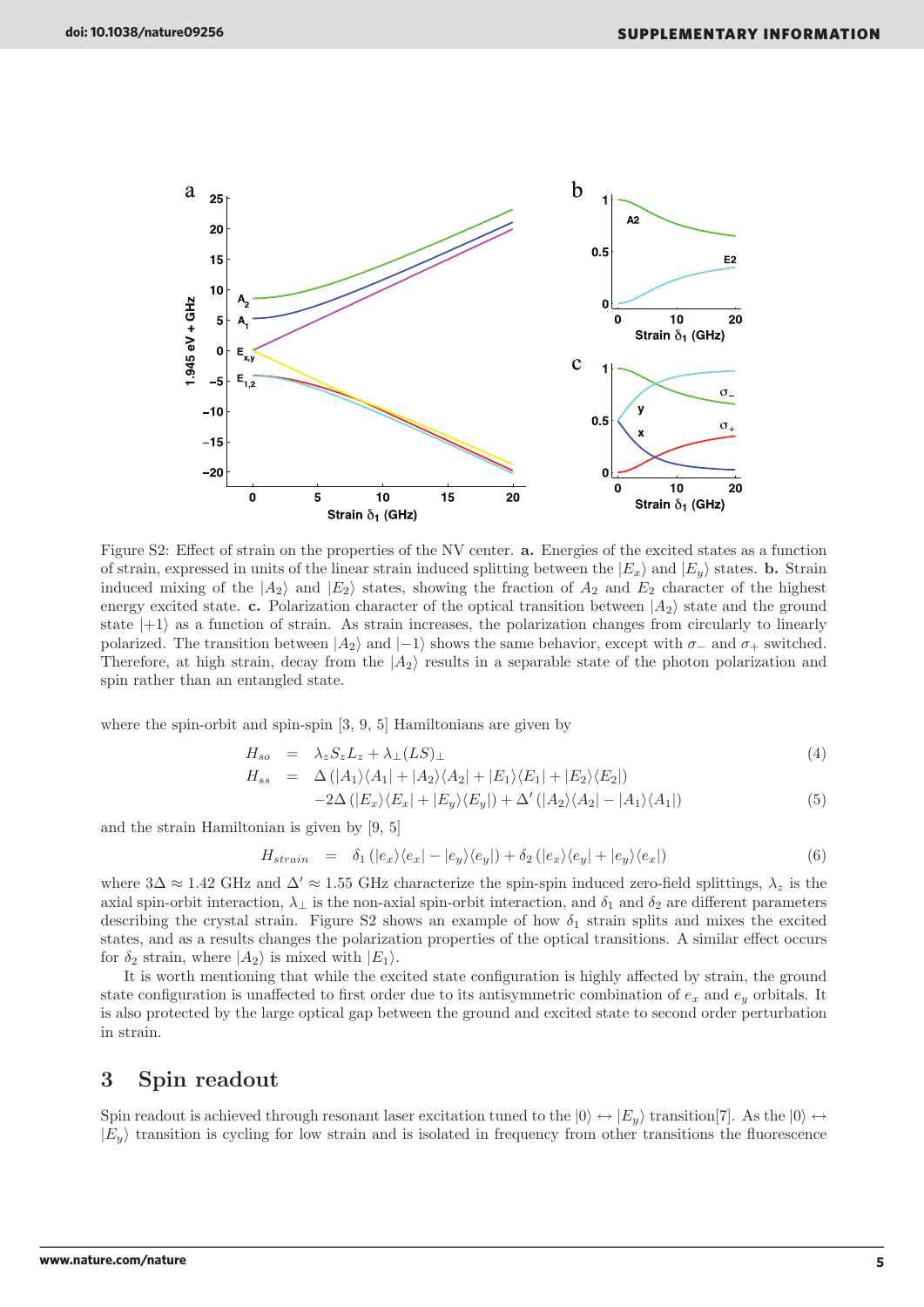Figure S2: Effect of strain on the properties of the NV center. **a.** Energies of the excited states as a function of strain, expressed in units of the linear strain induced splitting between the $|E_x\rangle$ and $|E_y\rangle$ states. **b.** Strain induced mixing of the $|A_2\rangle$ and $|E_2\rangle$ states, showing the fraction of $A_2$ and $E_2$ character of the highest energy excited state. **c.** Polarization character of the optical transition between $|A_2\rangle$ state and the ground state $|+1\rangle$ as a function of strain. As strain increases, the polarization changes from circularly to linearly polarized. The transition between $|A_2\rangle$ and $|-1\rangle$ shows the same behavior, except with $\sigma_-$ and $\sigma_+$ switched. Therefore, at high strain, decay from the $|A_2\rangle$ results in a separable state of the photon polarization and spin rather than an entangled state.

where the spin-orbit and spin-spin [3, 9, 5] Hamiltonians are given by

$$H_{so} = \lambda_z S_z L_z + \lambda_\perp (LS)_\perp \tag{4}$$

$$\begin{aligned} H_{ss} = \; & \Delta \left(|A_1\rangle\langle A_1| + |A_2\rangle\langle A_2| + |E_1\rangle\langle E_1| + |E_2\rangle\langle E_2|\right) \\ & -2\Delta \left(|E_x\rangle\langle E_x| + |E_y\rangle\langle E_y|\right) + \Delta' \left(|A_2\rangle\langle A_2| - |A_1\rangle\langle A_1|\right) \end{aligned} \tag{5}$$

and the strain Hamiltonian is given by [9, 5]

$$H_{strain} = \delta_1 \left(|e_x\rangle\langle e_x| - |e_y\rangle\langle e_y|\right) + \delta_2 \left(|e_x\rangle\langle e_y| + |e_y\rangle\langle e_x|\right) \tag{6}$$

where $3\Delta \approx 1.42$ GHz and $\Delta' \approx 1.55$ GHz characterize the spin-spin induced zero-field splittings, $\lambda_z$ is the axial spin-orbit interaction, $\lambda_\perp$ is the non-axial spin-orbit interaction, and $\delta_1$ and $\delta_2$ are different parameters describing the crystal strain. Figure S2 shows an example of how $\delta_1$ strain splits and mixes the excited states, and as a results changes the polarization properties of the optical transitions. A similar effect occurs for $\delta_2$ strain, where $|A_2\rangle$ is mixed with $|E_1\rangle$.

It is worth mentioning that while the excited state configuration is highly affected by strain, the ground state configuration is unaffected to first order due to its antisymmetric combination of $e_x$ and $e_y$ orbitals. It is also protected by the large optical gap between the ground and excited state to second order perturbation in strain.

## 3 Spin readout

Spin readout is achieved through resonant laser excitation tuned to the $|0\rangle \leftrightarrow |E_y\rangle$ transition[7]. As the $|0\rangle \leftrightarrow |E_y\rangle$ transition is cycling for low strain and is isolated in frequency from other transitions the fluorescence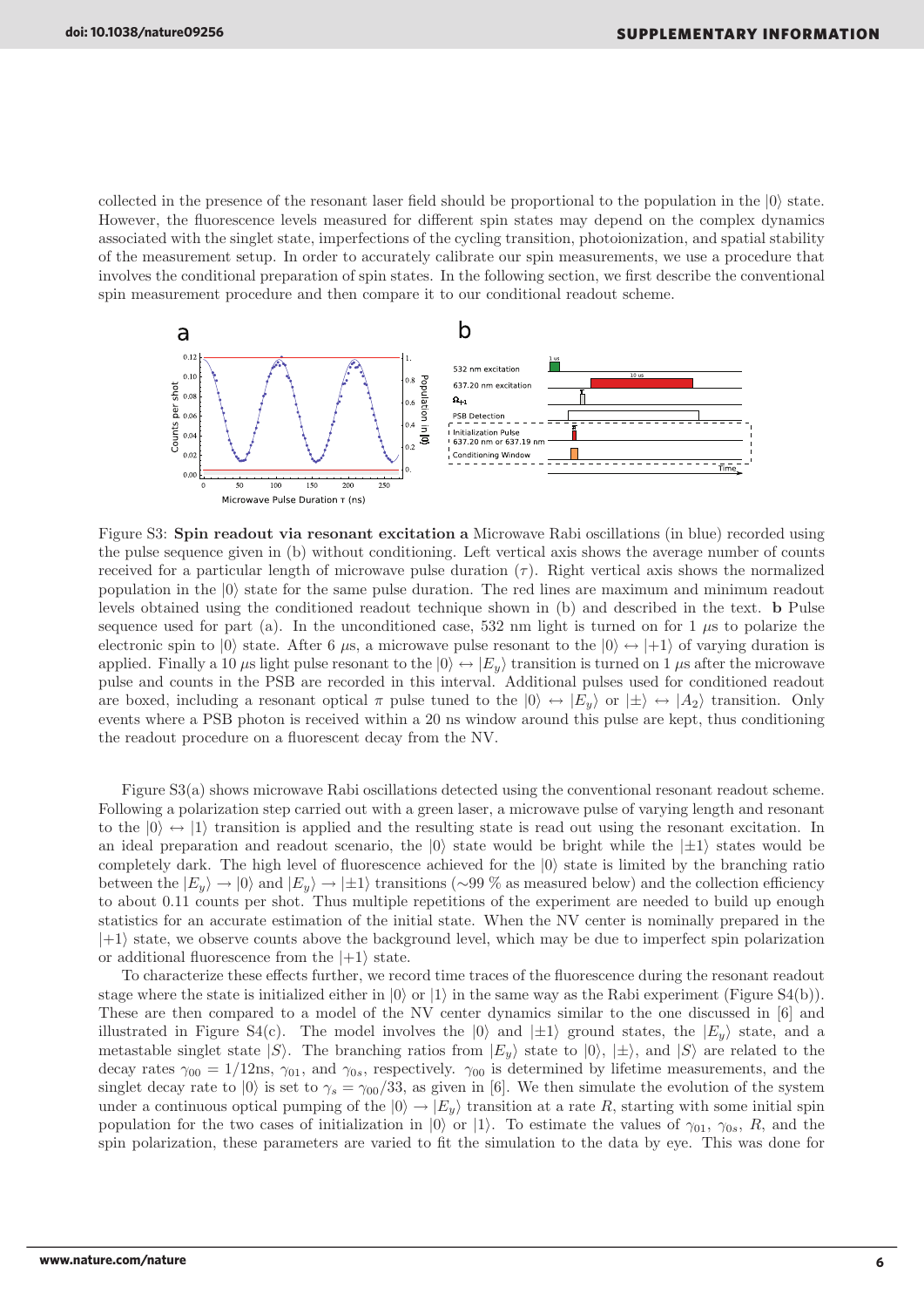collected in the presence of the resonant laser field should be proportional to the population in the $|0\rangle$ state. However, the fluorescence levels measured for different spin states may depend on the complex dynamics associated with the singlet state, imperfections of the cycling transition, photoionization, and spatial stability of the measurement setup. In order to accurately calibrate our spin measurements, we use a procedure that involves the conditional preparation of spin states. In the following section, we first describe the conventional spin measurement procedure and then compare it to our conditional readout scheme.

Figure S3: **Spin readout via resonant excitation a** Microwave Rabi oscillations (in blue) recorded using the pulse sequence given in (b) without conditioning. Left vertical axis shows the average number of counts received for a particular length of microwave pulse duration ($\tau$). Right vertical axis shows the normalized population in the $|0\rangle$ state for the same pulse duration. The red lines are maximum and minimum readout levels obtained using the conditioned readout technique shown in (b) and described in the text. **b** Pulse sequence used for part (a). In the unconditioned case, 532 nm light is turned on for 1 $\mu$s to polarize the electronic spin to $|0\rangle$ state. After 6 $\mu$s, a microwave pulse resonant to the $|0\rangle \leftrightarrow |+1\rangle$ of varying duration is applied. Finally a 10 $\mu$s light pulse resonant to the $|0\rangle \leftrightarrow |E_y\rangle$ transition is turned on 1 $\mu$s after the microwave pulse and counts in the PSB are recorded in this interval. Additional pulses used for conditioned readout are boxed, including a resonant optical $\pi$ pulse tuned to the $|0\rangle \leftrightarrow |E_y\rangle$ or $|\pm\rangle \leftrightarrow |A_2\rangle$ transition. Only events where a PSB photon is received within a 20 ns window around this pulse are kept, thus conditioning the readout procedure on a fluorescent decay from the NV.

Figure S3(a) shows microwave Rabi oscillations detected using the conventional resonant readout scheme. Following a polarization step carried out with a green laser, a microwave pulse of varying length and resonant to the $|0\rangle \leftrightarrow |1\rangle$ transition is applied and the resulting state is read out using the resonant excitation. In an ideal preparation and readout scenario, the $|0\rangle$ state would be bright while the $|\pm1\rangle$ states would be completely dark. The high level of fluorescence achieved for the $|0\rangle$ state is limited by the branching ratio between the $|E_y\rangle \rightarrow |0\rangle$ and $|E_y\rangle \rightarrow |\pm1\rangle$ transitions ($\sim$99 % as measured below) and the collection efficiency to about 0.11 counts per shot. Thus multiple repetitions of the experiment are needed to build up enough statistics for an accurate estimation of the initial state. When the NV center is nominally prepared in the $|+1\rangle$ state, we observe counts above the background level, which may be due to imperfect spin polarization or additional fluorescence from the $|+1\rangle$ state.

To characterize these effects further, we record time traces of the fluorescence during the resonant readout stage where the state is initialized either in $|0\rangle$ or $|1\rangle$ in the same way as the Rabi experiment (Figure S4(b)). These are then compared to a model of the NV center dynamics similar to the one discussed in [6] and illustrated in Figure S4(c). The model involves the $|0\rangle$ and $|\pm1\rangle$ ground states, the $|E_y\rangle$ state, and a metastable singlet state $|S\rangle$. The branching ratios from $|E_y\rangle$ state to $|0\rangle$, $|\pm\rangle$, and $|S\rangle$ are related to the decay rates $\gamma_{00} = 1/12\text{ns}$, $\gamma_{01}$, and $\gamma_{0s}$, respectively. $\gamma_{00}$ is determined by lifetime measurements, and the singlet decay rate to $|0\rangle$ is set to $\gamma_s = \gamma_{00}/33$, as given in [6]. We then simulate the evolution of the system under a continuous optical pumping of the $|0\rangle \rightarrow |E_y\rangle$ transition at a rate $R$, starting with some initial spin population for the two cases of initialization in $|0\rangle$ or $|1\rangle$. To estimate the values of $\gamma_{01}$, $\gamma_{0s}$, $R$, and the spin polarization, these parameters are varied to fit the simulation to the data by eye. This was done for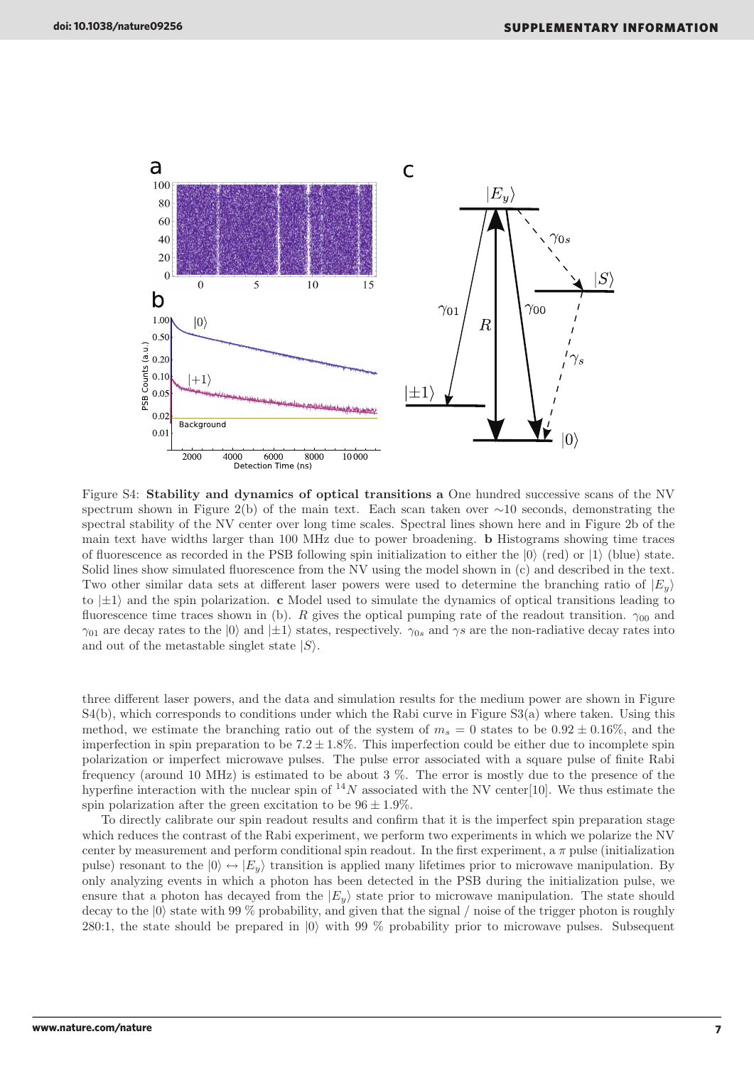Figure S4: **Stability and dynamics of optical transitions a** One hundred successive scans of the NV spectrum shown in Figure 2(b) of the main text. Each scan taken over ∼10 seconds, demonstrating the spectral stability of the NV center over long time scales. Spectral lines shown here and in Figure 2b of the main text have widths larger than 100 MHz due to power broadening. **b** Histograms showing time traces of fluorescence as recorded in the PSB following spin initialization to either the $|0\rangle$ (red) or $|1\rangle$ (blue) state. Solid lines show simulated fluorescence from the NV using the model shown in (c) and described in the text. Two other similar data sets at different laser powers were used to determine the branching ratio of $|E_y\rangle$ to $|\pm 1\rangle$ and the spin polarization. **c** Model used to simulate the dynamics of optical transitions leading to fluorescence time traces shown in (b). $R$ gives the optical pumping rate of the readout transition. $\gamma_{00}$ and $\gamma_{01}$ are decay rates to the $|0\rangle$ and $|\pm 1\rangle$ states, respectively. $\gamma_{0s}$ and $\gamma s$ are the non-radiative decay rates into and out of the metastable singlet state $|S\rangle$.

three different laser powers, and the data and simulation results for the medium power are shown in Figure S4(b), which corresponds to conditions under which the Rabi curve in Figure S3(a) where taken. Using this method, we estimate the branching ratio out of the system of $m_s = 0$ states to be $0.92 \pm 0.16\%$, and the imperfection in spin preparation to be $7.2 \pm 1.8\%$. This imperfection could be either due to incomplete spin polarization or imperfect microwave pulses. The pulse error associated with a square pulse of finite Rabi frequency (around 10 MHz) is estimated to be about 3 %. The error is mostly due to the presence of the hyperfine interaction with the nuclear spin of $^{14}N$ associated with the NV center[10]. We thus estimate the spin polarization after the green excitation to be $96 \pm 1.9\%$.

To directly calibrate our spin readout results and confirm that it is the imperfect spin preparation stage which reduces the contrast of the Rabi experiment, we perform two experiments in which we polarize the NV center by measurement and perform conditional spin readout. In the first experiment, a $\pi$ pulse (initialization pulse) resonant to the $|0\rangle \leftrightarrow |E_y\rangle$ transition is applied many lifetimes prior to microwave manipulation. By only analyzing events in which a photon has been detected in the PSB during the initialization pulse, we ensure that a photon has decayed from the $|E_y\rangle$ state prior to microwave manipulation. The state should decay to the $|0\rangle$ state with 99 % probability, and given that the signal / noise of the trigger photon is roughly 280:1, the state should be prepared in $|0\rangle$ with 99 % probability prior to microwave pulses. Subsequent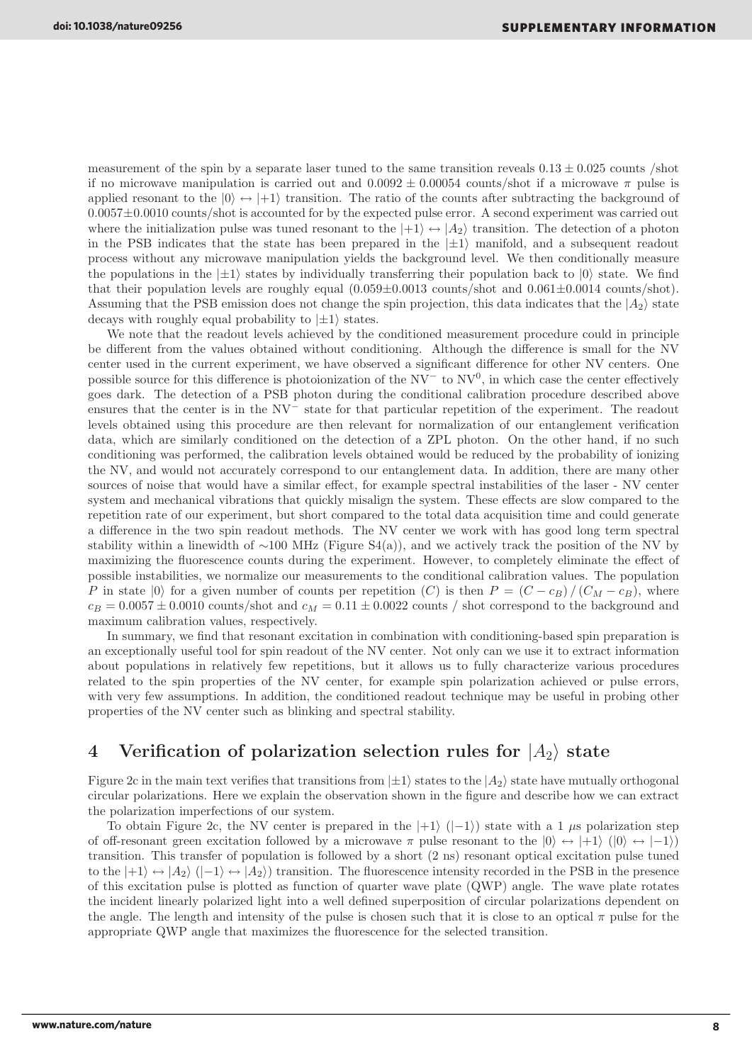measurement of the spin by a separate laser tuned to the same transition reveals $0.13 \pm 0.025$ counts /shot if no microwave manipulation is carried out and $0.0092 \pm 0.00054$ counts/shot if a microwave $\pi$ pulse is applied resonant to the $|0\rangle \leftrightarrow |+1\rangle$ transition. The ratio of the counts after subtracting the background of $0.0057 \pm 0.0010$ counts/shot is accounted for by the expected pulse error. A second experiment was carried out where the initialization pulse was tuned resonant to the $|+1\rangle \leftrightarrow |A_2\rangle$ transition. The detection of a photon in the PSB indicates that the state has been prepared in the $|\pm1\rangle$ manifold, and a subsequent readout process without any microwave manipulation yields the background level. We then conditionally measure the populations in the $|\pm1\rangle$ states by individually transferring their population back to $|0\rangle$ state. We find that their population levels are roughly equal ($0.059 \pm 0.0013$ counts/shot and $0.061 \pm 0.0014$ counts/shot). Assuming that the PSB emission does not change the spin projection, this data indicates that the $|A_2\rangle$ state decays with roughly equal probability to $|\pm1\rangle$ states.

We note that the readout levels achieved by the conditioned measurement procedure could in principle be different from the values obtained without conditioning. Although the difference is small for the NV center used in the current experiment, we have observed a significant difference for other NV centers. One possible source for this difference is photoionization of the $NV^-$ to $NV^0$, in which case the center effectively goes dark. The detection of a PSB photon during the conditional calibration procedure described above ensures that the center is in the $NV^-$ state for that particular repetition of the experiment. The readout levels obtained using this procedure are then relevant for normalization of our entanglement verification data, which are similarly conditioned on the detection of a ZPL photon. On the other hand, if no such conditioning was performed, the calibration levels obtained would be reduced by the probability of ionizing the NV, and would not accurately correspond to our entanglement data. In addition, there are many other sources of noise that would have a similar effect, for example spectral instabilities of the laser - NV center system and mechanical vibrations that quickly misalign the system. These effects are slow compared to the repetition rate of our experiment, but short compared to the total data acquisition time and could generate a difference in the two spin readout methods. The NV center we work with has good long term spectral stability within a linewidth of $\sim$100 MHz (Figure S4(a)), and we actively track the position of the NV by maximizing the fluorescence counts during the experiment. However, to completely eliminate the effect of possible instabilities, we normalize our measurements to the conditional calibration values. The population $P$ in state $|0\rangle$ for a given number of counts per repetition ($C$) is then $P = (C - c_B) / (C_M - c_B)$, where $c_B = 0.0057 \pm 0.0010$ counts/shot and $c_M = 0.11 \pm 0.0022$ counts / shot correspond to the background and maximum calibration values, respectively.

In summary, we find that resonant excitation in combination with conditioning-based spin preparation is an exceptionally useful tool for spin readout of the NV center. Not only can we use it to extract information about populations in relatively few repetitions, but it allows us to fully characterize various procedures related to the spin properties of the NV center, for example spin polarization achieved or pulse errors, with very few assumptions. In addition, the conditioned readout technique may be useful in probing other properties of the NV center such as blinking and spectral stability.

## 4 Verification of polarization selection rules for $|A_2\rangle$ state

Figure 2c in the main text verifies that transitions from $|\pm1\rangle$ states to the $|A_2\rangle$ state have mutually orthogonal circular polarizations. Here we explain the observation shown in the figure and describe how we can extract the polarization imperfections of our system.

To obtain Figure 2c, the NV center is prepared in the $|+1\rangle$ ($|-1\rangle$) state with a 1 $\mu$s polarization step of off-resonant green excitation followed by a microwave $\pi$ pulse resonant to the $|0\rangle \leftrightarrow |+1\rangle$ ($|0\rangle \leftrightarrow |-1\rangle$) transition. This transfer of population is followed by a short (2 ns) resonant optical excitation pulse tuned to the $|+1\rangle \leftrightarrow |A_2\rangle$ ($|-1\rangle \leftrightarrow |A_2\rangle$) transition. The fluorescence intensity recorded in the PSB in the presence of this excitation pulse is plotted as function of quarter wave plate (QWP) angle. The wave plate rotates the incident linearly polarized light into a well defined superposition of circular polarizations dependent on the angle. The length and intensity of the pulse is chosen such that it is close to an optical $\pi$ pulse for the appropriate QWP angle that maximizes the fluorescence for the selected transition.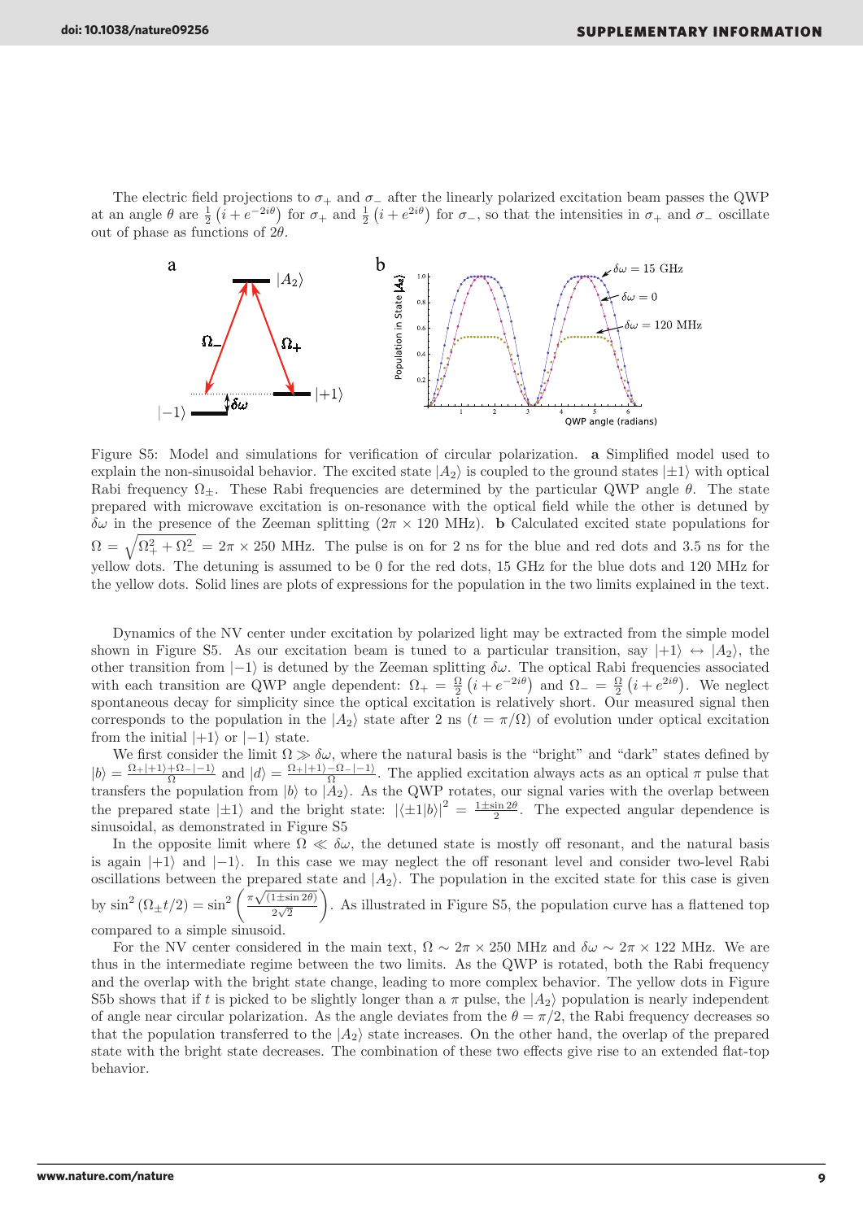The electric field projections to $\sigma_+$ and $\sigma_-$ after the linearly polarized excitation beam passes the QWP at an angle $\theta$ are $\frac{1}{2}\left(i+e^{-2i\theta}\right)$ for $\sigma_+$ and $\frac{1}{2}\left(i+e^{2i\theta}\right)$ for $\sigma_-$, so that the intensities in $\sigma_+$ and $\sigma_-$ oscillate out of phase as functions of $2\theta$.

Figure S5: Model and simulations for verification of circular polarization. **a** Simplified model used to explain the non-sinusoidal behavior. The excited state $|A_2\rangle$ is coupled to the ground states $|\pm1\rangle$ with optical Rabi frequency $\Omega_\pm$. These Rabi frequencies are determined by the particular QWP angle $\theta$. The state prepared with microwave excitation is on-resonance with the optical field while the other is detuned by $\delta\omega$ in the presence of the Zeeman splitting ($2\pi \times 120$ MHz). **b** Calculated excited state populations for $\Omega = \sqrt{\Omega_+^2 + \Omega_-^2} = 2\pi \times 250$ MHz. The pulse is on for 2 ns for the blue and red dots and 3.5 ns for the yellow dots. The detuning is assumed to be 0 for the red dots, 15 GHz for the blue dots and 120 MHz for the yellow dots. Solid lines are plots of expressions for the population in the two limits explained in the text.

Dynamics of the NV center under excitation by polarized light may be extracted from the simple model shown in Figure S5. As our excitation beam is tuned to a particular transition, say $|+1\rangle \leftrightarrow |A_2\rangle$, the other transition from $|-1\rangle$ is detuned by the Zeeman splitting $\delta\omega$. The optical Rabi frequencies associated with each transition are QWP angle dependent: $\Omega_+ = \frac{\Omega}{2}\left(i+e^{-2i\theta}\right)$ and $\Omega_- = \frac{\Omega}{2}\left(i+e^{2i\theta}\right)$. We neglect spontaneous decay for simplicity since the optical excitation is relatively short. Our measured signal then corresponds to the population in the $|A_2\rangle$ state after 2 ns ($t = \pi/\Omega$) of evolution under optical excitation from the initial $|+1\rangle$ or $|-1\rangle$ state.

We first consider the limit $\Omega \gg \delta\omega$, where the natural basis is the "bright" and "dark" states defined by $|b\rangle = \frac{\Omega_+|+1\rangle + \Omega_-|-1\rangle}{\Omega}$ and $|d\rangle = \frac{\Omega_+|+1\rangle - \Omega_-|-1\rangle}{\Omega}$. The applied excitation always acts as an optical $\pi$ pulse that transfers the population from $|b\rangle$ to $|A_2\rangle$. As the QWP rotates, our signal varies with the overlap between the prepared state $|\pm1\rangle$ and the bright state: $|\langle\pm1|b\rangle|^2 = \frac{1\pm\sin 2\theta}{2}$. The expected angular dependence is sinusoidal, as demonstrated in Figure S5

In the opposite limit where $\Omega \ll \delta\omega$, the detuned state is mostly off resonant, and the natural basis is again $|+1\rangle$ and $|-1\rangle$. In this case we may neglect the off resonant level and consider two-level Rabi oscillations between the prepared state and $|A_2\rangle$. The population in the excited state for this case is given by $\sin^2\left(\Omega_\pm t/2\right) = \sin^2\left(\frac{\pi\sqrt{(1\pm\sin 2\theta)}}{2\sqrt{2}}\right)$. As illustrated in Figure S5, the population curve has a flattened top compared to a simple sinusoid.

For the NV center considered in the main text, $\Omega \sim 2\pi \times 250$ MHz and $\delta\omega \sim 2\pi \times 122$ MHz. We are thus in the intermediate regime between the two limits. As the QWP is rotated, both the Rabi frequency and the overlap with the bright state change, leading to more complex behavior. The yellow dots in Figure S5b shows that if $t$ is picked to be slightly longer than a $\pi$ pulse, the $|A_2\rangle$ population is nearly independent of angle near circular polarization. As the angle deviates from the $\theta = \pi/2$, the Rabi frequency decreases so that the population transferred to the $|A_2\rangle$ state increases. On the other hand, the overlap of the prepared state with the bright state decreases. The combination of these two effects give rise to an extended flat-top behavior.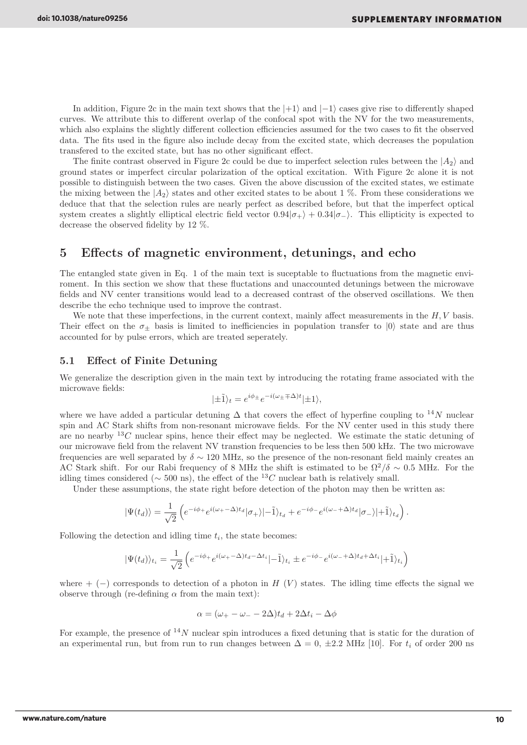In addition, Figure 2c in the main text shows that the $|+1\rangle$ and $|-1\rangle$ cases give rise to differently shaped curves. We attribute this to different overlap of the confocal spot with the NV for the two measurements, which also explains the slightly different collection efficiencies assumed for the two cases to fit the observed data. The fits used in the figure also include decay from the excited state, which decreases the population transfered to the excited state, but has no other significant effect.

The finite contrast observed in Figure 2c could be due to imperfect selection rules between the $|A_2\rangle$ and ground states or imperfect circular polarization of the optical excitation. With Figure 2c alone it is not possible to distinguish between the two cases. Given the above discussion of the excited states, we estimate the mixing between the $|A_2\rangle$ states and other excited states to be about 1 %. From these considerations we deduce that that the selection rules are nearly perfect as described before, but that the imperfect optical system creates a slightly elliptical electric field vector $0.94|\sigma_+\rangle + 0.34|\sigma_-\rangle$. This ellipticity is expected to decrease the observed fidelity by 12 %.

## 5 Effects of magnetic environment, detunings, and echo

The entangled state given in Eq. 1 of the main text is suceptable to fluctuations from the magnetic enviroment. In this section we show that these fluctations and unaccounted detunings between the microwave fields and NV center transitions would lead to a decreased contrast of the observed oscillations. We then describe the echo technique used to improve the contrast.

We note that these imperfections, in the current context, mainly affect measurements in the $H, V$ basis. Their effect on the $\sigma_\pm$ basis is limited to inefficiencies in population transfer to $|0\rangle$ state and are thus accounted for by pulse errors, which are treated seperately.

### 5.1 Effect of Finite Detuning

We generalize the description given in the main text by introducing the rotating frame associated with the microwave fields:

$$|\pm\tilde{1}\rangle_t = e^{i\phi_\pm} e^{-i(\omega_\pm \mp \Delta)t} |\pm 1\rangle,$$

where we have added a particular detuning $\Delta$ that covers the effect of hyperfine coupling to $^{14}N$ nuclear spin and AC Stark shifts from non-resonant microwave fields. For the NV center used in this study there are no nearby $^{13}C$ nuclear spins, hence their effect may be neglected. We estimate the static detuning of our microwave field from the relavent NV transtion frequencies to be less then 500 kHz. The two microwave frequencies are well separated by $\delta \sim 120$ MHz, so the presence of the non-resonant field mainly creates an AC Stark shift. For our Rabi frequency of 8 MHz the shift is estimated to be $\Omega^2/\delta \sim 0.5$ MHz. For the idling times considered ($\sim 500$ ns), the effect of the $^{13}C$ nuclear bath is relatively small.

Under these assumptions, the state right before detection of the photon may then be written as:

$$|\Psi(t_d)\rangle = \frac{1}{\sqrt{2}} \left( e^{-i\phi_+} e^{i(\omega_+ - \Delta)t_d} |\sigma_+\rangle |-\tilde{1}\rangle_{t_d} + e^{-i\phi_-} e^{i(\omega_- + \Delta)t_d} |\sigma_-\rangle |+\tilde{1}\rangle_{t_d} \right).$$

Following the detection and idling time $t_i$, the state becomes:

$$|\Psi(t_d)\rangle_{t_i} = \frac{1}{\sqrt{2}} \left( e^{-i\phi_+} e^{i(\omega_+ - \Delta)t_d - \Delta t_i} |-\tilde{1}\rangle_{t_i} \pm e^{-i\phi_-} e^{i(\omega_- + \Delta)t_d + \Delta t_i} |+\tilde{1}\rangle_{t_i} \right)$$

where $+$ ($-$) corresponds to detection of a photon in $H$ ($V$) states. The idling time effects the signal we observe through (re-defining $\alpha$ from the main text):

$$\alpha = (\omega_+ - \omega_- - 2\Delta)t_d + 2\Delta t_i - \Delta\phi$$

For example, the presence of $^{14}N$ nuclear spin introduces a fixed detuning that is static for the duration of an experimental run, but from run to run changes between $\Delta = 0, \pm 2.2$ MHz [10]. For $t_i$ of order 200 ns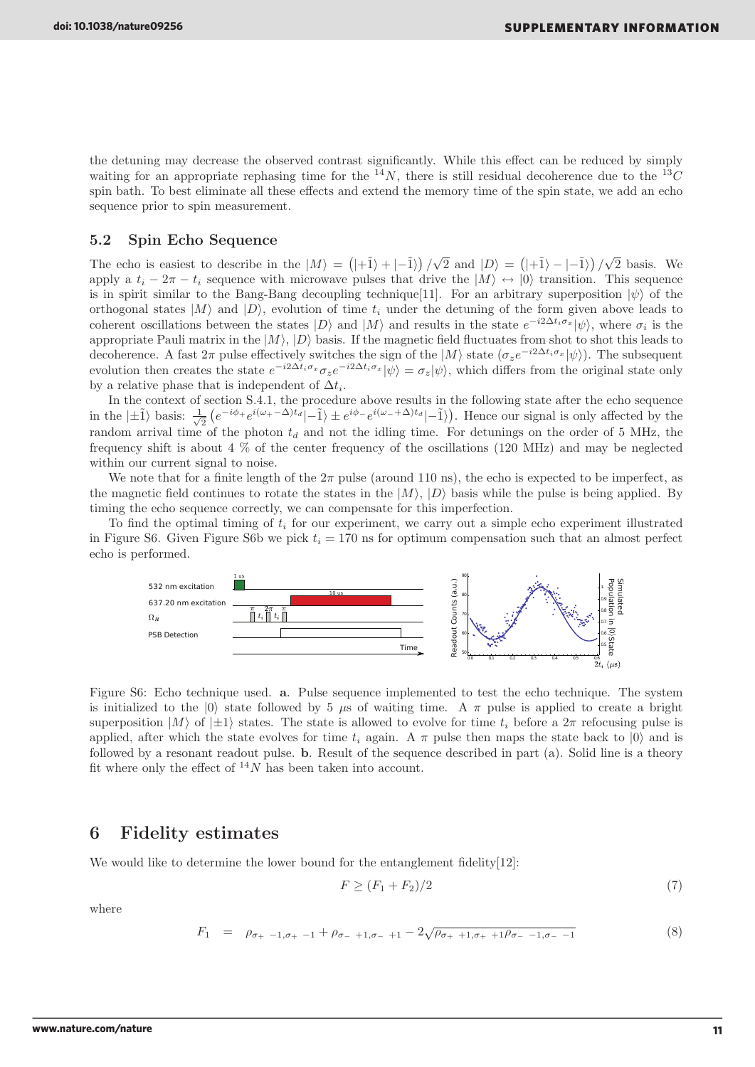the detuning may decrease the observed contrast significantly. While this effect can be reduced by simply waiting for an appropriate rephasing time for the $^{14}N$, there is still residual decoherence due to the $^{13}C$ spin bath. To best eliminate all these effects and extend the memory time of the spin state, we add an echo sequence prior to spin measurement.

### 5.2 Spin Echo Sequence

The echo is easiest to describe in the $|M\rangle = \left(|+\tilde{1}\rangle + |-\tilde{1}\rangle\right)/\sqrt{2}$ and $|D\rangle = \left(|+\tilde{1}\rangle - |-\tilde{1}\rangle\right)/\sqrt{2}$ basis. We apply a $t_i - 2\pi - t_i$ sequence with microwave pulses that drive the $|M\rangle \leftrightarrow |0\rangle$ transition. This sequence is in spirit similar to the Bang-Bang decoupling technique[11]. For an arbitrary superposition $|\psi\rangle$ of the orthogonal states $|M\rangle$ and $|D\rangle$, evolution of time $t_i$ under the detuning of the form given above leads to coherent oscillations between the states $|D\rangle$ and $|M\rangle$ and results in the state $e^{-i2\Delta t_i \sigma_x}|\psi\rangle$, where $\sigma_i$ is the appropriate Pauli matrix in the $|M\rangle$, $|D\rangle$ basis. If the magnetic field fluctuates from shot to shot this leads to decoherence. A fast $2\pi$ pulse effectively switches the sign of the $|M\rangle$ state ($\sigma_z e^{-i2\Delta t_i \sigma_x}|\psi\rangle$). The subsequent evolution then creates the state $e^{-i2\Delta t_i \sigma_x}\sigma_z e^{-i2\Delta t_i \sigma_x}|\psi\rangle = \sigma_z|\psi\rangle$, which differs from the original state only by a relative phase that is independent of $\Delta t_i$.

In the context of section S.4.1, the procedure above results in the following state after the echo sequence in the $|\pm\tilde{1}\rangle$ basis: $\frac{1}{\sqrt{2}}\left(e^{-i\phi_+}e^{i(\omega_+ - \Delta)t_d}|-\tilde{1}\rangle \pm e^{i\phi_-}e^{i(\omega_- + \Delta)t_d}|-\tilde{1}\rangle\right)$. Hence our signal is only affected by the random arrival time of the photon $t_d$ and not the idling time. For detunings on the order of 5 MHz, the frequency shift is about 4 % of the center frequency of the oscillations (120 MHz) and may be neglected within our current signal to noise.

We note that for a finite length of the $2\pi$ pulse (around 110 ns), the echo is expected to be imperfect, as the magnetic field continues to rotate the states in the $|M\rangle$, $|D\rangle$ basis while the pulse is being applied. By timing the echo sequence correctly, we can compensate for this imperfection.

To find the optimal timing of $t_i$ for our experiment, we carry out a simple echo experiment illustrated in Figure S6. Given Figure S6b we pick $t_i = 170$ ns for optimum compensation such that an almost perfect echo is performed.

Figure S6: Echo technique used. **a**. Pulse sequence implemented to test the echo technique. The system is initialized to the $|0\rangle$ state followed by 5 $\mu$s of waiting time. A $\pi$ pulse is applied to create a bright superposition $|M\rangle$ of $|\pm1\rangle$ states. The state is allowed to evolve for time $t_i$ before a $2\pi$ refocusing pulse is applied, after which the state evolves for time $t_i$ again. A $\pi$ pulse then maps the state back to $|0\rangle$ and is followed by a resonant readout pulse. **b**. Result of the sequence described in part (a). Solid line is a theory fit where only the effect of $^{14}N$ has been taken into account.

## 6 Fidelity estimates

We would like to determine the lower bound for the entanglement fidelity[12]:

$$F \geq (F_1 + F_2)/2 \tag{7}$$

where

$$F_1 = \rho_{\sigma_+ -1,\sigma_+ -1} + \rho_{\sigma_- +1,\sigma_- +1} - 2\sqrt{\rho_{\sigma_+ +1,\sigma_+ +1}\rho_{\sigma_- -1,\sigma_- -1}} \tag{8}$$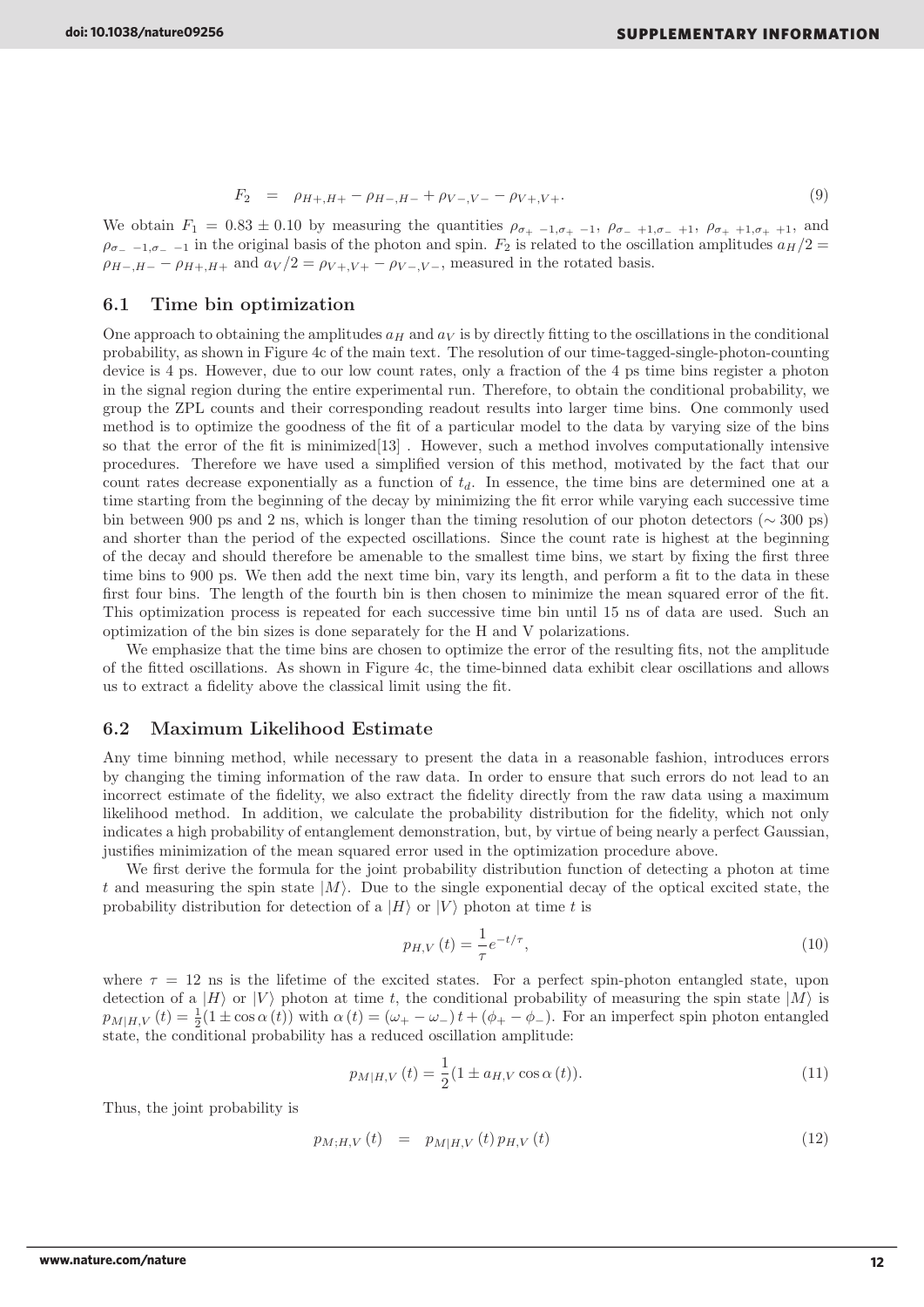$$F_2 \quad = \quad \rho_{H+,H+} - \rho_{H-,H-} + \rho_{V-,V-} - \rho_{V+,V+}. \tag{9}$$

We obtain $F_1 = 0.83 \pm 0.10$ by measuring the quantities $\rho_{\sigma_+\ -1,\sigma_+\ -1}$, $\rho_{\sigma_-\ +1,\sigma_-\ +1}$, $\rho_{\sigma_+\ +1,\sigma_+\ +1}$, and $\rho_{\sigma_-\ -1,\sigma_-\ -1}$ in the original basis of the photon and spin. $F_2$ is related to the oscillation amplitudes $a_H/2 = \rho_{H-,H-} - \rho_{H+,H+}$ and $a_V/2 = \rho_{V+,V+} - \rho_{V-,V-}$, measured in the rotated basis.

## 6.1 Time bin optimization

One approach to obtaining the amplitudes $a_H$ and $a_V$ is by directly fitting to the oscillations in the conditional probability, as shown in Figure 4c of the main text. The resolution of our time-tagged-single-photon-counting device is 4 ps. However, due to our low count rates, only a fraction of the 4 ps time bins register a photon in the signal region during the entire experimental run. Therefore, to obtain the conditional probability, we group the ZPL counts and their corresponding readout results into larger time bins. One commonly used method is to optimize the goodness of the fit of a particular model to the data by varying size of the bins so that the error of the fit is minimized[13] . However, such a method involves computationally intensive procedures. Therefore we have used a simplified version of this method, motivated by the fact that our count rates decrease exponentially as a function of $t_d$. In essence, the time bins are determined one at a time starting from the beginning of the decay by minimizing the fit error while varying each successive time bin between 900 ps and 2 ns, which is longer than the timing resolution of our photon detectors ($\sim 300$ ps) and shorter than the period of the expected oscillations. Since the count rate is highest at the beginning of the decay and should therefore be amenable to the smallest time bins, we start by fixing the first three time bins to 900 ps. We then add the next time bin, vary its length, and perform a fit to the data in these first four bins. The length of the fourth bin is then chosen to minimize the mean squared error of the fit. This optimization process is repeated for each successive time bin until 15 ns of data are used. Such an optimization of the bin sizes is done separately for the H and V polarizations.

We emphasize that the time bins are chosen to optimize the error of the resulting fits, not the amplitude of the fitted oscillations. As shown in Figure 4c, the time-binned data exhibit clear oscillations and allows us to extract a fidelity above the classical limit using the fit.

## 6.2 Maximum Likelihood Estimate

Any time binning method, while necessary to present the data in a reasonable fashion, introduces errors by changing the timing information of the raw data. In order to ensure that such errors do not lead to an incorrect estimate of the fidelity, we also extract the fidelity directly from the raw data using a maximum likelihood method. In addition, we calculate the probability distribution for the fidelity, which not only indicates a high probability of entanglement demonstration, but, by virtue of being nearly a perfect Gaussian, justifies minimization of the mean squared error used in the optimization procedure above.

We first derive the formula for the joint probability distribution function of detecting a photon at time $t$ and measuring the spin state $|M\rangle$. Due to the single exponential decay of the optical excited state, the probability distribution for detection of a $|H\rangle$ or $|V\rangle$ photon at time $t$ is

$$p_{H,V}(t) = \frac{1}{\tau} e^{-t/\tau}, \tag{10}$$

where $\tau = 12$ ns is the lifetime of the excited states. For a perfect spin-photon entangled state, upon detection of a $|H\rangle$ or $|V\rangle$ photon at time $t$, the conditional probability of measuring the spin state $|M\rangle$ is $p_{M|H,V}(t) = \frac{1}{2}(1 \pm \cos\alpha(t))$ with $\alpha(t) = (\omega_+ - \omega_-)t + (\phi_+ - \phi_-)$. For an imperfect spin photon entangled state, the conditional probability has a reduced oscillation amplitude:

$$p_{M|H,V}(t) = \frac{1}{2}(1 \pm a_{H,V} \cos\alpha(t)). \tag{11}$$

Thus, the joint probability is

$$p_{M;H,V}(t) \quad = \quad p_{M|H,V}(t)\, p_{H,V}(t) \tag{12}$$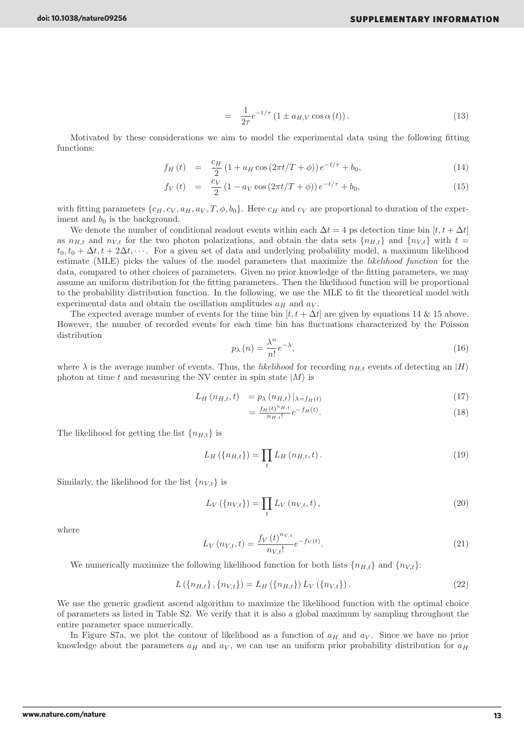$$= \frac{1}{2\tau} e^{-t/\tau} \left(1 \pm a_{H,V} \cos \alpha \left(t\right)\right). \tag{13}$$

Motivated by these considerations we aim to model the experimental data using the following fitting functions:

$$f_H(t) = \frac{c_H}{2} \left(1 + a_H \cos\left(2\pi t/T + \phi\right)\right) e^{-t/\tau} + b_0, \tag{14}$$

$$f_V(t) = \frac{c_V}{2} \left(1 - a_V \cos\left(2\pi t/T + \phi\right)\right) e^{-t/\tau} + b_0, \tag{15}$$

with fitting parameters $\{c_H, c_V, a_H, a_V, T, \phi, b_0\}$. Here $c_H$ and $c_V$ are proportional to duration of the experiment and $b_0$ is the background.

We denote the number of conditional readout events within each $\Delta t = 4$ ps detection time bin $[t, t + \Delta t]$ as $n_{H,t}$ and $n_{V,t}$ for the two photon polarizations, and obtain the data sets $\{n_{H,t}\}$ and $\{n_{V,t}\}$ with $t = t_0, t_0 + \Delta t, t + 2\Delta t, \cdots$. For a given set of data and underlying probability model, a maximum likelihood estimate (MLE) picks the values of the model parameters that maximize the *likelihood function* for the data, compared to other choices of parameters. Given no prior knowledge of the fitting parameters, we may assume an uniform distribution for the fitting parameters. Then the likelihood function will be proportional to the probability distribution function. In the following, we use the MLE to fit the theoretical model with experimental data and obtain the oscillation amplitudes $a_H$ and $a_V$.

The expected average number of events for the time bin $[t, t + \Delta t]$ are given by equations 14 & 15 above. However, the number of recorded events for each time bin has fluctuations characterized by the Poisson distribution

$$p_\lambda(n) = \frac{\lambda^n}{n!} e^{-\lambda}, \tag{16}$$

where $\lambda$ is the average number of events. Thus, the *likelihood* for recording $n_{H,t}$ events of detecting an $|H\rangle$ photon at time $t$ and measuring the NV center in spin state $|M\rangle$ is

$$L_H(n_{H,t}, t) = p_\lambda(n_{H,t})|_{\lambda = f_H(t)} \tag{17}$$

$$= \frac{f_H(t)^{n_{H,t}}}{n_{H,t}!} e^{-f_H(t)}. \tag{18}$$

The likelihood for getting the list $\{n_{H,t}\}$ is

$$L_H(\{n_{H,t}\}) = \prod_t L_H(n_{H,t}, t). \tag{19}$$

Similarly, the likelihood for the list $\{n_{V,t}\}$ is

$$L_V(\{n_{V,t}\}) = \prod_t L_V(n_{V,t}, t), \tag{20}$$

where

$$L_V(n_{V,t}, t) = \frac{f_V(t)^{n_{V,t}}}{n_{V,t}!} e^{-f_V(t)}. \tag{21}$$

We numerically maximize the following likelihood function for both lists $\{n_{H,t}\}$ and $\{n_{V,t}\}$:

$$L(\{n_{H,t}\}, \{n_{V,t}\}) = L_H(\{n_{H,t}\}) L_V(\{n_{V,t}\}). \tag{22}$$

We use the generic gradient ascend algorithm to maximize the likelihood function with the optimal choice of parameters as listed in Table S2. We verify that it is also a global maximum by sampling throughout the entire parameter space numerically.

In Figure S7a, we plot the contour of likelihood as a function of $a_H$ and $a_V$. Since we have no prior knowledge about the parameters $a_H$ and $a_V$, we can use an uniform prior probability distribution for $a_H$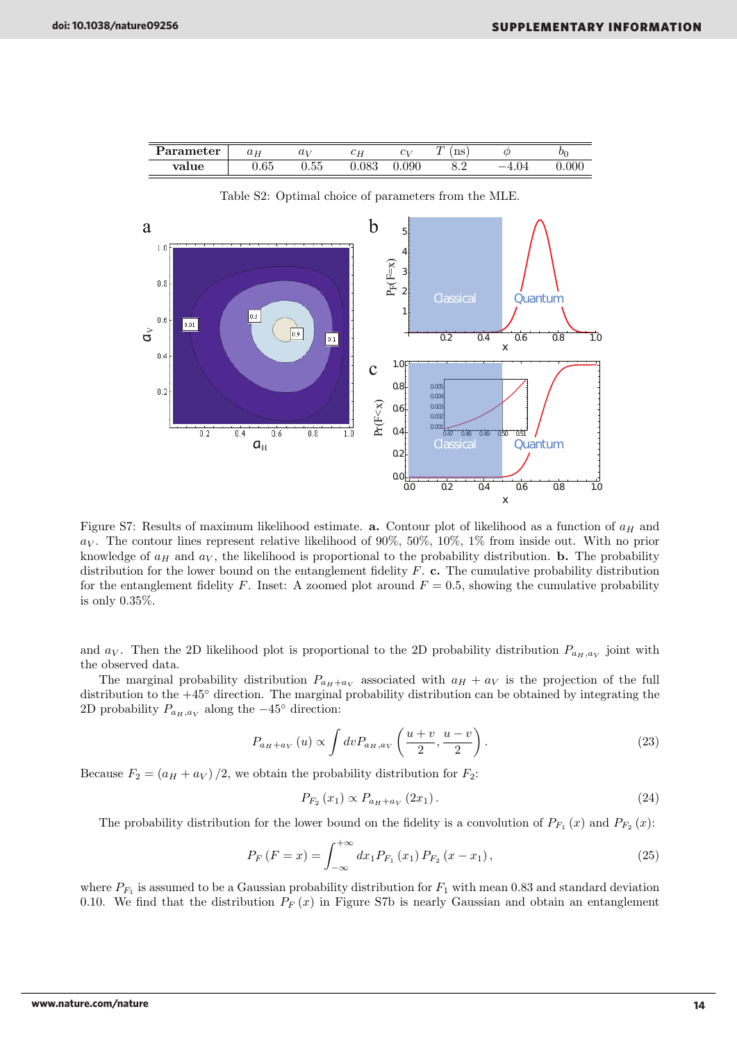| Parameter | $a_H$ | $a_V$ | $c_H$ | $c_V$ | $T$ (ns) | $\phi$ | $b_0$ |
|---|---|---|---|---|---|---|---|
| value | 0.65 | 0.55 | 0.083 | 0.090 | 8.2 | −4.04 | 0.000 |

Table S2: Optimal choice of parameters from the MLE.

Figure S7: Results of maximum likelihood estimate. **a.** Contour plot of likelihood as a function of $a_H$ and $a_V$. The contour lines represent relative likelihood of 90%, 50%, 10%, 1% from inside out. With no prior knowledge of $a_H$ and $a_V$, the likelihood is proportional to the probability distribution. **b.** The probability distribution for the lower bound on the entanglement fidelity $F$. **c.** The cumulative probability distribution for the entanglement fidelity $F$. Inset: A zoomed plot around $F = 0.5$, showing the cumulative probability is only 0.35%.

and $a_V$. Then the 2D likelihood plot is proportional to the 2D probability distribution $P_{a_H,a_V}$ joint with the observed data.

The marginal probability distribution $P_{a_H+a_V}$ associated with $a_H + a_V$ is the projection of the full distribution to the $+45°$ direction. The marginal probability distribution can be obtained by integrating the 2D probability $P_{a_H,a_V}$ along the $-45°$ direction:

$$P_{a_H+a_V}(u) \propto \int dv P_{a_H,a_V}\left(\frac{u+v}{2}, \frac{u-v}{2}\right). \tag{23}$$

Because $F_2 = (a_H + a_V)/2$, we obtain the probability distribution for $F_2$:

$$P_{F_2}(x_1) \propto P_{a_H+a_V}(2x_1). \tag{24}$$

The probability distribution for the lower bound on the fidelity is a convolution of $P_{F_1}(x)$ and $P_{F_2}(x)$:

$$P_F(F = x) = \int_{-\infty}^{+\infty} dx_1 P_{F_1}(x_1) P_{F_2}(x - x_1), \tag{25}$$

where $P_{F_1}$ is assumed to be a Gaussian probability distribution for $F_1$ with mean 0.83 and standard deviation 0.10. We find that the distribution $P_F(x)$ in Figure S7b is nearly Gaussian and obtain an entanglement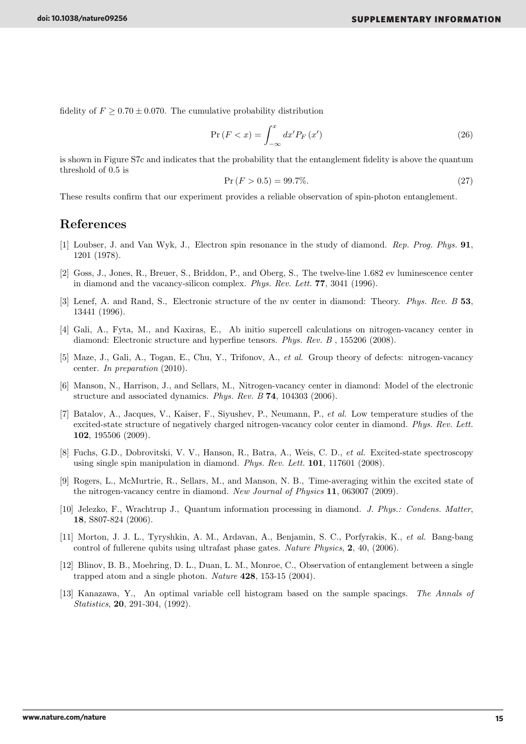fidelity of $F \geq 0.70 \pm 0.070$. The cumulative probability distribution

$$\Pr\left(F < x\right) = \int_{-\infty}^{x} dx' P_F\left(x'\right) \tag{26}$$

is shown in Figure S7c and indicates that the probability that the entanglement fidelity is above the quantum threshold of 0.5 is

$$\Pr\left(F > 0.5\right) = 99.7\%. \tag{27}$$

These results confirm that our experiment provides a reliable observation of spin-photon entanglement.

## References

[1] Loubser, J. and Van Wyk, J., Electron spin resonance in the study of diamond. *Rep. Prog. Phys.* **91**, 1201 (1978).

[2] Goss, J., Jones, R., Breuer, S., Briddon, P., and Oberg, S., The twelve-line 1.682 ev luminescence center in diamond and the vacancy-silicon complex. *Phys. Rev. Lett.* **77**, 3041 (1996).

[3] Lenef, A. and Rand, S., Electronic structure of the nv center in diamond: Theory. *Phys. Rev. B* **53**, 13441 (1996).

[4] Gali, A., Fyta, M., and Kaxiras, E., Ab initio supercell calculations on nitrogen-vacancy center in diamond: Electronic structure and hyperfine tensors. *Phys. Rev. B* , 155206 (2008).

[5] Maze, J., Gali, A., Togan, E., Chu, Y., Trifonov, A., *et al.* Group theory of defects: nitrogen-vacancy center. *In preparation* (2010).

[6] Manson, N., Harrison, J., and Sellars, M., Nitrogen-vacancy center in diamond: Model of the electronic structure and associated dynamics. *Phys. Rev. B* **74**, 104303 (2006).

[7] Batalov, A., Jacques, V., Kaiser, F., Siyushev, P., Neumann, P., *et al.* Low temperature studies of the excited-state structure of negatively charged nitrogen-vacancy color center in diamond. *Phys. Rev. Lett.* **102**, 195506 (2009).

[8] Fuchs, G.D., Dobrovitski, V. V., Hanson, R., Batra, A., Weis, C. D., *et al.* Excited-state spectroscopy using single spin manipulation in diamond. *Phys. Rev. Lett.* **101**, 117601 (2008).

[9] Rogers, L., McMurtrie, R., Sellars, M., and Manson, N. B., Time-averaging within the excited state of the nitrogen-vacancy centre in diamond. *New Journal of Physics* **11**, 063007 (2009).

[10] Jelezko, F., Wrachtrup J., Quantum information processing in diamond. *J. Phys.: Condens. Matter*, **18**, S807-824 (2006).

[11] Morton, J. J. L., Tyryshkin, A. M., Ardavan, A., Benjamin, S. C., Porfyrakis, K., *et al.* Bang-bang control of fullerene qubits using ultrafast phase gates. *Nature Physics*, **2**, 40, (2006).

[12] Blinov, B. B., Moehring, D. L., Duan, L. M., Monroe, C., Observation of entanglement between a single trapped atom and a single photon. *Nature* **428**, 153-15 (2004).

[13] Kanazawa, Y., An optimal variable cell histogram based on the sample spacings. *The Annals of Statistics*, **20**, 291-304, (1992).